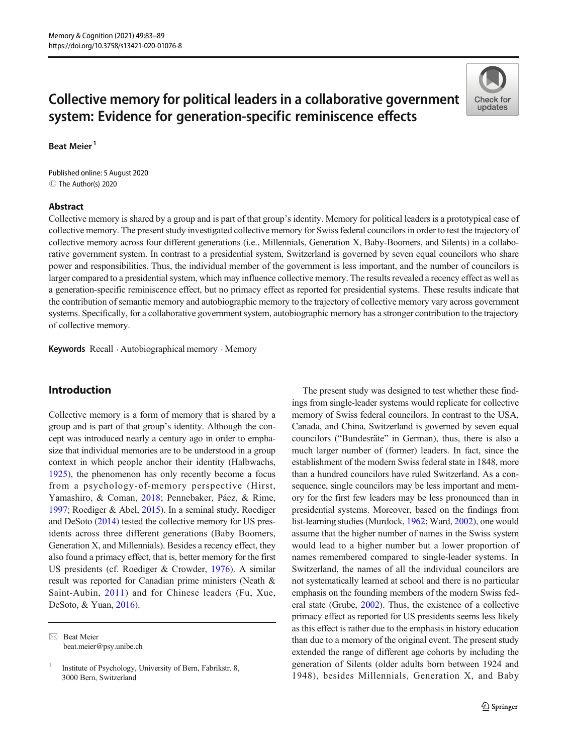# Collective memory for political leaders in a collaborative government system: Evidence for generation-specific reminiscence effects

Beat Meier[1]

Published online: 5 August 2020
© The Author(s) 2020

## Abstract

Collective memory is shared by a group and is part of that group's identity. Memory for political leaders is a prototypical case of collective memory. The present study investigated collective memory for Swiss federal councilors in order to test the trajectory of collective memory across four different generations (i.e., Millennials, Generation X, Baby-Boomers, and Silents) in a collaborative government system. In contrast to a presidential system, Switzerland is governed by seven equal councilors who share power and responsibilities. Thus, the individual member of the government is less important, and the number of councilors is larger compared to a presidential system, which may influence collective memory. The results revealed a recency effect as well as a generation-specific reminiscence effect, but no primacy effect as reported for presidential systems. These results indicate that the contribution of semantic memory and autobiographic memory to the trajectory of collective memory vary across government systems. Specifically, for a collaborative government system, autobiographic memory has a stronger contribution to the trajectory of collective memory.

**Keywords** Recall · Autobiographical memory · Memory

## Introduction

Collective memory is a form of memory that is shared by a group and is part of that group's identity. Although the concept was introduced nearly a century ago in order to emphasize that individual memories are to be understood in a group context in which people anchor their identity (Halbwachs, 1925), the phenomenon has only recently become a focus from a psychology-of-memory perspective (Hirst, Yamashiro, & Coman, 2018; Pennebaker, Páez, & Rime, 1997; Roediger & Abel, 2015). In a seminal study, Roediger and DeSoto (2014) tested the collective memory for US presidents across three different generations (Baby Boomers, Generation X, and Millennials). Besides a recency effect, they also found a primacy effect, that is, better memory for the first US presidents (cf. Roediger & Crowder, 1976). A similar result was reported for Canadian prime ministers (Neath & Saint-Aubin, 2011) and for Chinese leaders (Fu, Xue, DeSoto, & Yuan, 2016).

The present study was designed to test whether these findings from single-leader systems would replicate for collective memory of Swiss federal councilors. In contrast to the USA, Canada, and China, Switzerland is governed by seven equal councilors ("Bundesräte" in German), thus, there is also a much larger number of (former) leaders. In fact, since the establishment of the modern Swiss federal state in 1848, more than a hundred councilors have ruled Switzerland. As a consequence, single councilors may be less important and memory for the first few leaders may be less pronounced than in presidential systems. Moreover, based on the findings from list-learning studies (Murdock, 1962; Ward, 2002), one would assume that the higher number of names in the Swiss system would lead to a higher number but a lower proportion of names remembered compared to single-leader systems. In Switzerland, the names of all the individual councilors are not systematically learned at school and there is no particular emphasis on the founding members of the modern Swiss federal state (Grube, 2002). Thus, the existence of a collective primacy effect as reported for US presidents seems less likely as this effect is rather due to the emphasis in history education than due to a memory of the original event. The present study extended the range of different age cohorts by including the generation of Silents (older adults born between 1924 and 1948), besides Millennials, Generation X, and Baby

---

✉ Beat Meier
beat.meier@psy.unibe.ch

[1] Institute of Psychology, University of Bern, Fabrikstr. 8, 3000 Bern, Switzerland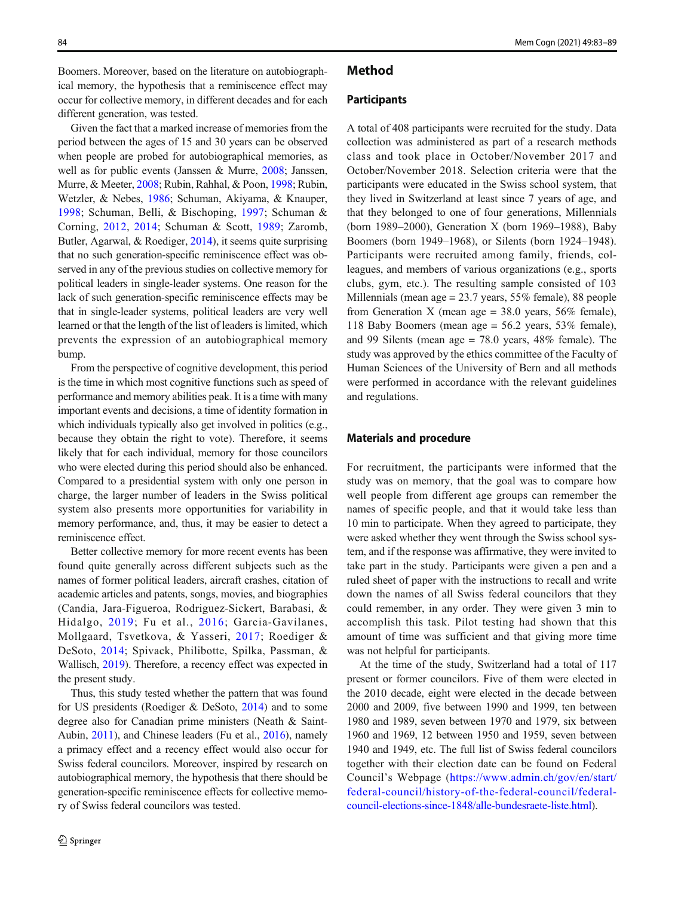Boomers. Moreover, based on the literature on autobiographical memory, the hypothesis that a reminiscence effect may occur for collective memory, in different decades and for each different generation, was tested.

Given the fact that a marked increase of memories from the period between the ages of 15 and 30 years can be observed when people are probed for autobiographical memories, as well as for public events (Janssen & Murre, 2008; Janssen, Murre, & Meeter, 2008; Rubin, Rahhal, & Poon, 1998; Rubin, Wetzler, & Nebes, 1986; Schuman, Akiyama, & Knauper, 1998; Schuman, Belli, & Bischoping, 1997; Schuman & Corning, 2012, 2014; Schuman & Scott, 1989; Zaromb, Butler, Agarwal, & Roediger, 2014), it seems quite surprising that no such generation-specific reminiscence effect was observed in any of the previous studies on collective memory for political leaders in single-leader systems. One reason for the lack of such generation-specific reminiscence effects may be that in single-leader systems, political leaders are very well learned or that the length of the list of leaders is limited, which prevents the expression of an autobiographical memory bump.

From the perspective of cognitive development, this period is the time in which most cognitive functions such as speed of performance and memory abilities peak. It is a time with many important events and decisions, a time of identity formation in which individuals typically also get involved in politics (e.g., because they obtain the right to vote). Therefore, it seems likely that for each individual, memory for those councilors who were elected during this period should also be enhanced. Compared to a presidential system with only one person in charge, the larger number of leaders in the Swiss political system also presents more opportunities for variability in memory performance, and, thus, it may be easier to detect a reminiscence effect.

Better collective memory for more recent events has been found quite generally across different subjects such as the names of former political leaders, aircraft crashes, citation of academic articles and patents, songs, movies, and biographies (Candia, Jara-Figueroa, Rodriguez-Sickert, Barabasi, & Hidalgo, 2019; Fu et al., 2016; Garcia-Gavilanes, Mollgaard, Tsvetkova, & Yasseri, 2017; Roediger & DeSoto, 2014; Spivack, Philibotte, Spilka, Passman, & Wallisch, 2019). Therefore, a recency effect was expected in the present study.

Thus, this study tested whether the pattern that was found for US presidents (Roediger & DeSoto, 2014) and to some degree also for Canadian prime ministers (Neath & Saint-Aubin, 2011), and Chinese leaders (Fu et al., 2016), namely a primacy effect and a recency effect would also occur for Swiss federal councilors. Moreover, inspired by research on autobiographical memory, the hypothesis that there should be generation-specific reminiscence effects for collective memory of Swiss federal councilors was tested.

## Method

### Participants

A total of 408 participants were recruited for the study. Data collection was administered as part of a research methods class and took place in October/November 2017 and October/November 2018. Selection criteria were that the participants were educated in the Swiss school system, that they lived in Switzerland at least since 7 years of age, and that they belonged to one of four generations, Millennials (born 1989–2000), Generation X (born 1969–1988), Baby Boomers (born 1949–1968), or Silents (born 1924–1948). Participants were recruited among family, friends, colleagues, and members of various organizations (e.g., sports clubs, gym, etc.). The resulting sample consisted of 103 Millennials (mean age = 23.7 years, 55% female), 88 people from Generation X (mean age = 38.0 years, 56% female), 118 Baby Boomers (mean age = 56.2 years, 53% female), and 99 Silents (mean age = 78.0 years, 48% female). The study was approved by the ethics committee of the Faculty of Human Sciences of the University of Bern and all methods were performed in accordance with the relevant guidelines and regulations.

### Materials and procedure

For recruitment, the participants were informed that the study was on memory, that the goal was to compare how well people from different age groups can remember the names of specific people, and that it would take less than 10 min to participate. When they agreed to participate, they were asked whether they went through the Swiss school system, and if the response was affirmative, they were invited to take part in the study. Participants were given a pen and a ruled sheet of paper with the instructions to recall and write down the names of all Swiss federal councilors that they could remember, in any order. They were given 3 min to accomplish this task. Pilot testing had shown that this amount of time was sufficient and that giving more time was not helpful for participants.

At the time of the study, Switzerland had a total of 117 present or former councilors. Five of them were elected in the 2010 decade, eight were elected in the decade between 2000 and 2009, five between 1990 and 1999, ten between 1980 and 1989, seven between 1970 and 1979, six between 1960 and 1969, 12 between 1950 and 1959, seven between 1940 and 1949, etc. The full list of Swiss federal councilors together with their election date can be found on Federal Council's Webpage (https://www.admin.ch/gov/en/start/federal-council/history-of-the-federal-council/federal-council-elections-since-1848/alle-bundesraete-liste.html).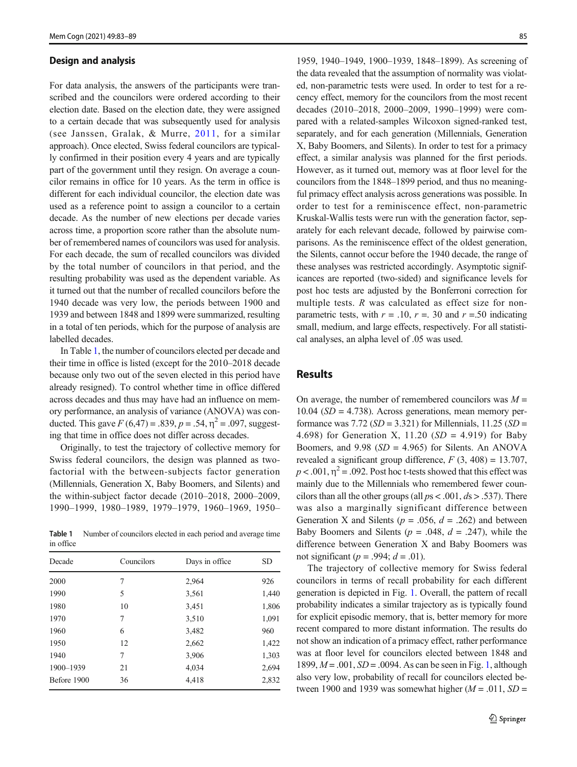## Design and analysis

For data analysis, the answers of the participants were transcribed and the councilors were ordered according to their election date. Based on the election date, they were assigned to a certain decade that was subsequently used for analysis (see Janssen, Gralak, & Murre, 2011, for a similar approach). Once elected, Swiss federal councilors are typically confirmed in their position every 4 years and are typically part of the government until they resign. On average a councilor remains in office for 10 years. As the term in office is different for each individual councilor, the election date was used as a reference point to assign a councilor to a certain decade. As the number of new elections per decade varies across time, a proportion score rather than the absolute number of remembered names of councilors was used for analysis. For each decade, the sum of recalled councilors was divided by the total number of councilors in that period, and the resulting probability was used as the dependent variable. As it turned out that the number of recalled councilors before the 1940 decade was very low, the periods between 1900 and 1939 and between 1848 and 1899 were summarized, resulting in a total of ten periods, which for the purpose of analysis are labelled decades.

In Table 1, the number of councilors elected per decade and their time in office is listed (except for the 2010–2018 decade because only two out of the seven elected in this period have already resigned). To control whether time in office differed across decades and thus may have had an influence on memory performance, an analysis of variance (ANOVA) was conducted. This gave $F(6,47) = .839$, $p = .54$, $\eta^2 = .097$, suggesting that time in office does not differ across decades.

Originally, to test the trajectory of collective memory for Swiss federal councilors, the design was planned as two-factorial with the between-subjects factor generation (Millennials, Generation X, Baby Boomers, and Silents) and the within-subject factor decade (2010–2018, 2000–2009, 1990–1999, 1980–1989, 1979–1979, 1960–1969, 1950–1959, 1940–1949, 1900–1939, 1848–1899). As screening of the data revealed that the assumption of normality was violated, non-parametric tests were used. In order to test for a recency effect, memory for the councilors from the most recent decades (2010–2018, 2000–2009, 1990–1999) were compared with a related-samples Wilcoxon signed-ranked test, separately, and for each generation (Millennials, Generation X, Baby Boomers, and Silents). In order to test for a primacy effect, a similar analysis was planned for the first periods. However, as it turned out, memory was at floor level for the councilors from the 1848–1899 period, and thus no meaningful primacy effect analysis across generations was possible. In order to test for a reminiscence effect, non-parametric Kruskal-Wallis tests were run with the generation factor, separately for each relevant decade, followed by pairwise comparisons. As the reminiscence effect of the oldest generation, the Silents, cannot occur before the 1940 decade, the range of these analyses was restricted accordingly. Asymptotic significances are reported (two-sided) and significance levels for post hoc tests are adjusted by the Bonferroni correction for multiple tests. $R$ was calculated as effect size for non-parametric tests, with $r = .10$, $r = .30$ and $r = .50$ indicating small, medium, and large effects, respectively. For all statistical analyses, an alpha level of .05 was used.

**Table 1** Number of councilors elected in each period and average time in office

| Decade | Councilors | Days in office | SD |
|---|---|---|---|
| 2000 | 7 | 2,964 | 926 |
| 1990 | 5 | 3,561 | 1,440 |
| 1980 | 10 | 3,451 | 1,806 |
| 1970 | 7 | 3,510 | 1,091 |
| 1960 | 6 | 3,482 | 960 |
| 1950 | 12 | 2,662 | 1,422 |
| 1940 | 7 | 3,906 | 1,303 |
| 1900–1939 | 21 | 4,034 | 2,694 |
| Before 1900 | 36 | 4,418 | 2,832 |

## Results

On average, the number of remembered councilors was $M = 10.04$ ($SD = 4.738$). Across generations, mean memory performance was 7.72 ($SD = 3.321$) for Millennials, 11.25 ($SD = 4.698$) for Generation X, 11.20 ($SD = 4.919$) for Baby Boomers, and 9.98 ($SD = 4.965$) for Silents. An ANOVA revealed a significant group difference, $F(3, 408) = 13.707$, $p < .001$, $\eta^2 = .092$. Post hoc t-tests showed that this effect was mainly due to the Millennials who remembered fewer councilors than all the other groups (all $p$s $< .001$, $d$s $> .537$). There was also a marginally significant difference between Generation X and Silents ($p = .056$, $d = .262$) and between Baby Boomers and Silents ($p = .048$, $d = .247$), while the difference between Generation X and Baby Boomers was not significant ($p = .994$; $d = .01$).

The trajectory of collective memory for Swiss federal councilors in terms of recall probability for each different generation is depicted in Fig. 1. Overall, the pattern of recall probability indicates a similar trajectory as is typically found for explicit episodic memory, that is, better memory for more recent compared to more distant information. The results do not show an indication of a primacy effect, rather performance was at floor level for councilors elected between 1848 and 1899, $M = .001$, $SD = .0094$. As can be seen in Fig. 1, although also very low, probability of recall for councilors elected between 1900 and 1939 was somewhat higher ($M = .011$, $SD =$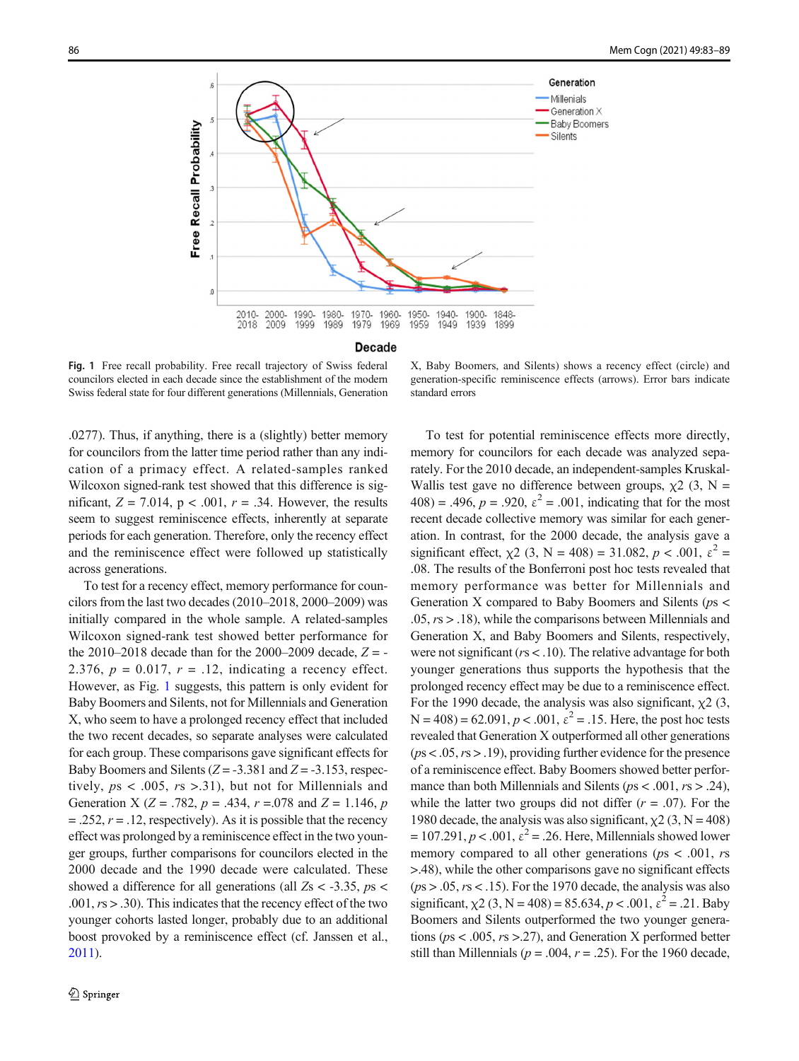**Fig. 1** Free recall probability. Free recall trajectory of Swiss federal councilors elected in each decade since the establishment of the modern Swiss federal state for four different generations (Millennials, Generation X, Baby Boomers, and Silents) shows a recency effect (circle) and generation-specific reminiscence effects (arrows). Error bars indicate standard errors

.0277). Thus, if anything, there is a (slightly) better memory for councilors from the latter time period rather than any indication of a primacy effect. A related-samples ranked Wilcoxon signed-rank test showed that this difference is significant, $Z = 7.014$, $p < .001$, $r = .34$. However, the results seem to suggest reminiscence effects, inherently at separate periods for each generation. Therefore, only the recency effect and the reminiscence effect were followed up statistically across generations.

To test for a recency effect, memory performance for councilors from the last two decades (2010–2018, 2000–2009) was initially compared in the whole sample. A related-samples Wilcoxon signed-rank test showed better performance for the 2010–2018 decade than for the 2000–2009 decade, $Z = -2.376$, $p = 0.017$, $r = .12$, indicating a recency effect. However, as Fig. 1 suggests, this pattern is only evident for Baby Boomers and Silents, not for Millennials and Generation X, who seem to have a prolonged recency effect that included the two recent decades, so separate analyses were calculated for each group. These comparisons gave significant effects for Baby Boomers and Silents ($Z = -3.381$ and $Z = -3.153$, respectively, $ps < .005$, $rs > .31$), but not for Millennials and Generation X ($Z = .782$, $p = .434$, $r = .078$ and $Z = 1.146$, $p = .252$, $r = .12$, respectively). As it is possible that the recency effect was prolonged by a reminiscence effect in the two younger groups, further comparisons for councilors elected in the 2000 decade and the 1990 decade were calculated. These showed a difference for all generations (all $Zs < -3.35$, $ps < .001$, $rs > .30$). This indicates that the recency effect of the two younger cohorts lasted longer, probably due to an additional boost provoked by a reminiscence effect (cf. Janssen et al., 2011).

To test for potential reminiscence effects more directly, memory for councilors for each decade was analyzed separately. For the 2010 decade, an independent-samples Kruskal-Wallis test gave no difference between groups, $\chi2$ (3, N = 408) = .496, $p = .920$, $\varepsilon^2 = .001$, indicating that for the most recent decade collective memory was similar for each generation. In contrast, for the 2000 decade, the analysis gave a significant effect, $\chi2$ (3, N = 408) = 31.082, $p < .001$, $\varepsilon^2 = .08$. The results of the Bonferroni post hoc tests revealed that memory performance was better for Millennials and Generation X compared to Baby Boomers and Silents ($ps < .05$, $rs > .18$), while the comparisons between Millennials and Generation X, and Baby Boomers and Silents, respectively, were not significant ($rs < .10$). The relative advantage for both younger generations thus supports the hypothesis that the prolonged recency effect may be due to a reminiscence effect. For the 1990 decade, the analysis was also significant, $\chi2$ (3, N = 408) = 62.091, $p < .001$, $\varepsilon^2 = .15$. Here, the post hoc tests revealed that Generation X outperformed all other generations ($ps < .05$, $rs > .19$), providing further evidence for the presence of a reminiscence effect. Baby Boomers showed better performance than both Millennials and Silents ($ps < .001$, $rs > .24$), while the latter two groups did not differ ($r = .07$). For the 1980 decade, the analysis was also significant, $\chi2$ (3, N = 408) = 107.291, $p < .001$, $\varepsilon^2 = .26$. Here, Millennials showed lower memory compared to all other generations ($ps < .001$, $rs > .48$), while the other comparisons gave no significant effects ($ps > .05$, $rs < .15$). For the 1970 decade, the analysis was also significant, $\chi2$ (3, N = 408) = 85.634, $p < .001$, $\varepsilon^2 = .21$. Baby Boomers and Silents outperformed the two younger generations ($ps < .005$, $rs > .27$), and Generation X performed better still than Millennials ($p = .004$, $r = .25$). For the 1960 decade,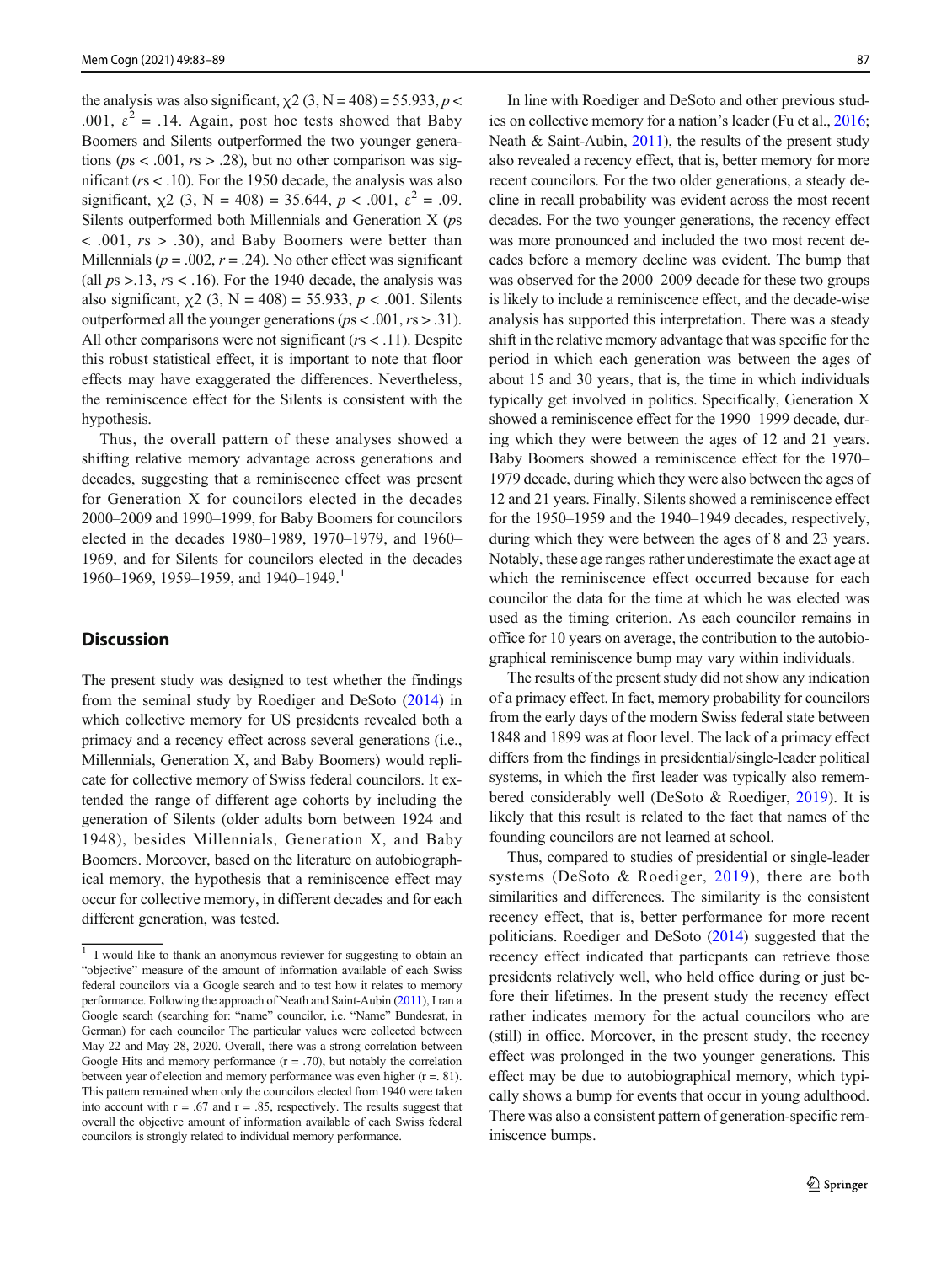the analysis was also significant, $\chi2$ (3, N = 408) = 55.933, $p < .001$, $\varepsilon^2 = .14$. Again, post hoc tests showed that Baby Boomers and Silents outperformed the two younger generations ($p$s < .001, $r$s > .28), but no other comparison was significant ($r$s < .10). For the 1950 decade, the analysis was also significant, $\chi2$ (3, N = 408) = 35.644, $p < .001$, $\varepsilon^2 = .09$. Silents outperformed both Millennials and Generation X ($p$s < .001, $r$s > .30), and Baby Boomers were better than Millennials ($p = .002$, $r = .24$). No other effect was significant (all $p$s >.13, $r$s < .16). For the 1940 decade, the analysis was also significant, $\chi2$ (3, N = 408) = 55.933, $p < .001$. Silents outperformed all the younger generations ($p$s < .001, $r$s > .31). All other comparisons were not significant ($r$s < .11). Despite this robust statistical effect, it is important to note that floor effects may have exaggerated the differences. Nevertheless, the reminiscence effect for the Silents is consistent with the hypothesis.

Thus, the overall pattern of these analyses showed a shifting relative memory advantage across generations and decades, suggesting that a reminiscence effect was present for Generation X for councilors elected in the decades 2000–2009 and 1990–1999, for Baby Boomers for councilors elected in the decades 1980–1989, 1970–1979, and 1960–1969, and for Silents for councilors elected in the decades 1960–1969, 1959–1959, and 1940–1949.[1]

## Discussion

The present study was designed to test whether the findings from the seminal study by Roediger and DeSoto (2014) in which collective memory for US presidents revealed both a primacy and a recency effect across several generations (i.e., Millennials, Generation X, and Baby Boomers) would replicate for collective memory of Swiss federal councilors. It extended the range of different age cohorts by including the generation of Silents (older adults born between 1924 and 1948), besides Millennials, Generation X, and Baby Boomers. Moreover, based on the literature on autobiographical memory, the hypothesis that a reminiscence effect may occur for collective memory, in different decades and for each different generation, was tested.

In line with Roediger and DeSoto and other previous studies on collective memory for a nation's leader (Fu et al., 2016; Neath & Saint-Aubin, 2011), the results of the present study also revealed a recency effect, that is, better memory for more recent councilors. For the two older generations, a steady decline in recall probability was evident across the most recent decades. For the two younger generations, the recency effect was more pronounced and included the two most recent decades before a memory decline was evident. The bump that was observed for the 2000–2009 decade for these two groups is likely to include a reminiscence effect, and the decade-wise analysis has supported this interpretation. There was a steady shift in the relative memory advantage that was specific for the period in which each generation was between the ages of about 15 and 30 years, that is, the time in which individuals typically get involved in politics. Specifically, Generation X showed a reminiscence effect for the 1990–1999 decade, during which they were between the ages of 12 and 21 years. Baby Boomers showed a reminiscence effect for the 1970–1979 decade, during which they were also between the ages of 12 and 21 years. Finally, Silents showed a reminiscence effect for the 1950–1959 and the 1940–1949 decades, respectively, during which they were between the ages of 8 and 23 years. Notably, these age ranges rather underestimate the exact age at which the reminiscence effect occurred because for each councilor the data for the time at which he was elected was used as the timing criterion. As each councilor remains in office for 10 years on average, the contribution to the autobiographical reminiscence bump may vary within individuals.

The results of the present study did not show any indication of a primacy effect. In fact, memory probability for councilors from the early days of the modern Swiss federal state between 1848 and 1899 was at floor level. The lack of a primacy effect differs from the findings in presidential/single-leader political systems, in which the first leader was typically also remembered considerably well (DeSoto & Roediger, 2019). It is likely that this result is related to the fact that names of the founding councilors are not learned at school.

Thus, compared to studies of presidential or single-leader systems (DeSoto & Roediger, 2019), there are both similarities and differences. The similarity is the consistent recency effect, that is, better performance for more recent politicians. Roediger and DeSoto (2014) suggested that the recency effect indicated that particpants can retrieve those presidents relatively well, who held office during or just before their lifetimes. In the present study the recency effect rather indicates memory for the actual councilors who are (still) in office. Moreover, in the present study, the recency effect was prolonged in the two younger generations. This effect may be due to autobiographical memory, which typically shows a bump for events that occur in young adulthood. There was also a consistent pattern of generation-specific reminiscence bumps.

---

[1] I would like to thank an anonymous reviewer for suggesting to obtain an "objective" measure of the amount of information available of each Swiss federal councilors via a Google search and to test how it relates to memory performance. Following the approach of Neath and Saint-Aubin (2011), I ran a Google search (searching for: "name" councilor, i.e. "Name" Bundesrat, in German) for each councilor The particular values were collected between May 22 and May 28, 2020. Overall, there was a strong correlation between Google Hits and memory performance (r = .70), but notably the correlation between year of election and memory performance was even higher (r =. 81). This pattern remained when only the councilors elected from 1940 were taken into account with r = .67 and r = .85, respectively. The results suggest that overall the objective amount of information available of each Swiss federal councilors is strongly related to individual memory performance.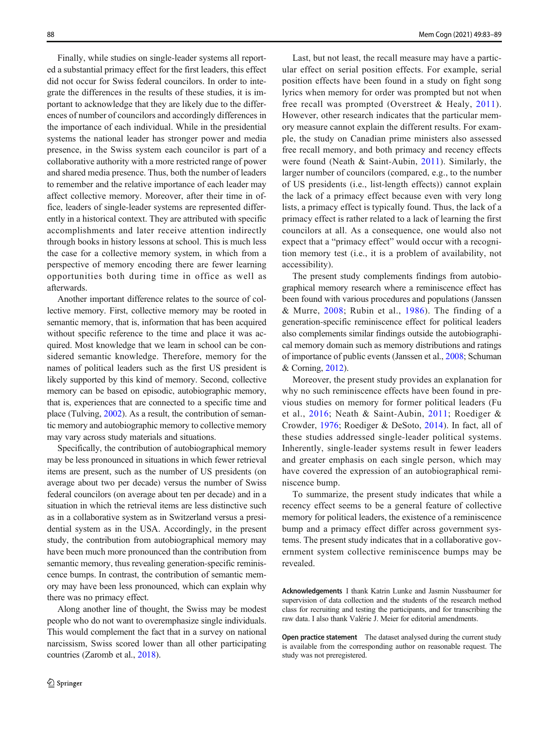Finally, while studies on single-leader systems all reported a substantial primacy effect for the first leaders, this effect did not occur for Swiss federal councilors. In order to integrate the differences in the results of these studies, it is important to acknowledge that they are likely due to the differences of number of councilors and accordingly differences in the importance of each individual. While in the presidential systems the national leader has stronger power and media presence, in the Swiss system each councilor is part of a collaborative authority with a more restricted range of power and shared media presence. Thus, both the number of leaders to remember and the relative importance of each leader may affect collective memory. Moreover, after their time in office, leaders of single-leader systems are represented differently in a historical context. They are attributed with specific accomplishments and later receive attention indirectly through books in history lessons at school. This is much less the case for a collective memory system, in which from a perspective of memory encoding there are fewer learning opportunities both during time in office as well as afterwards.

Another important difference relates to the source of collective memory. First, collective memory may be rooted in semantic memory, that is, information that has been acquired without specific reference to the time and place it was acquired. Most knowledge that we learn in school can be considered semantic knowledge. Therefore, memory for the names of political leaders such as the first US president is likely supported by this kind of memory. Second, collective memory can be based on episodic, autobiographic memory, that is, experiences that are connected to a specific time and place (Tulving, 2002). As a result, the contribution of semantic memory and autobiographic memory to collective memory may vary across study materials and situations.

Specifically, the contribution of autobiographical memory may be less pronounced in situations in which fewer retrieval items are present, such as the number of US presidents (on average about two per decade) versus the number of Swiss federal councilors (on average about ten per decade) and in a situation in which the retrieval items are less distinctive such as in a collaborative system as in Switzerland versus a presidential system as in the USA. Accordingly, in the present study, the contribution from autobiographical memory may have been much more pronounced than the contribution from semantic memory, thus revealing generation-specific reminiscence bumps. In contrast, the contribution of semantic memory may have been less pronounced, which can explain why there was no primacy effect.

Along another line of thought, the Swiss may be modest people who do not want to overemphasize single individuals. This would complement the fact that in a survey on national narcissism, Swiss scored lower than all other participating countries (Zaromb et al., 2018).

Last, but not least, the recall measure may have a particular effect on serial position effects. For example, serial position effects have been found in a study on fight song lyrics when memory for order was prompted but not when free recall was prompted (Overstreet & Healy, 2011). However, other research indicates that the particular memory measure cannot explain the different results. For example, the study on Canadian prime ministers also assessed free recall memory, and both primacy and recency effects were found (Neath & Saint-Aubin, 2011). Similarly, the larger number of councilors (compared, e.g., to the number of US presidents (i.e., list-length effects)) cannot explain the lack of a primacy effect because even with very long lists, a primacy effect is typically found. Thus, the lack of a primacy effect is rather related to a lack of learning the first councilors at all. As a consequence, one would also not expect that a "primacy effect" would occur with a recognition memory test (i.e., it is a problem of availability, not accessibility).

The present study complements findings from autobiographical memory research where a reminiscence effect has been found with various procedures and populations (Janssen & Murre, 2008; Rubin et al., 1986). The finding of a generation-specific reminiscence effect for political leaders also complements similar findings outside the autobiographical memory domain such as memory distributions and ratings of importance of public events (Janssen et al., 2008; Schuman & Corning, 2012).

Moreover, the present study provides an explanation for why no such reminiscence effects have been found in previous studies on memory for former political leaders (Fu et al., 2016; Neath & Saint-Aubin, 2011; Roediger & Crowder, 1976; Roediger & DeSoto, 2014). In fact, all of these studies addressed single-leader political systems. Inherently, single-leader systems result in fewer leaders and greater emphasis on each single person, which may have covered the expression of an autobiographical reminiscence bump.

To summarize, the present study indicates that while a recency effect seems to be a general feature of collective memory for political leaders, the existence of a reminiscence bump and a primacy effect differ across government systems. The present study indicates that in a collaborative government system collective reminiscence bumps may be revealed.

**Acknowledgements** I thank Katrin Lunke and Jasmin Nussbaumer for supervision of data collection and the students of the research method class for recruiting and testing the participants, and for transcribing the raw data. I also thank Valérie J. Meier for editorial amendments.

**Open practice statement** The dataset analysed during the current study is available from the corresponding author on reasonable request. The study was not preregistered.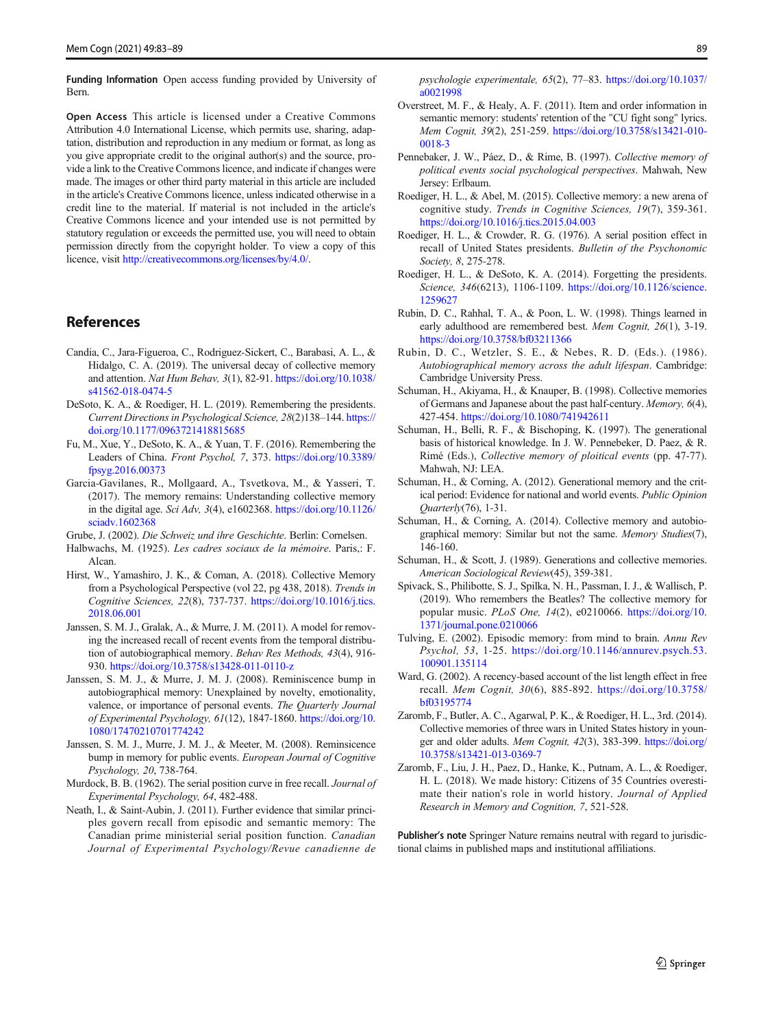**Funding Information** Open access funding provided by University of Bern.

**Open Access** This article is licensed under a Creative Commons Attribution 4.0 International License, which permits use, sharing, adaptation, distribution and reproduction in any medium or format, as long as you give appropriate credit to the original author(s) and the source, provide a link to the Creative Commons licence, and indicate if changes were made. The images or other third party material in this article are included in the article's Creative Commons licence, unless indicated otherwise in a credit line to the material. If material is not included in the article's Creative Commons licence and your intended use is not permitted by statutory regulation or exceeds the permitted use, you will need to obtain permission directly from the copyright holder. To view a copy of this licence, visit http://creativecommons.org/licenses/by/4.0/.

## References

Candia, C., Jara-Figueroa, C., Rodriguez-Sickert, C., Barabasi, A. L., & Hidalgo, C. A. (2019). The universal decay of collective memory and attention. *Nat Hum Behav, 3*(1), 82-91. https://doi.org/10.1038/s41562-018-0474-5

DeSoto, K. A., & Roediger, H. L. (2019). Remembering the presidents. *Current Directions in Psychological Science, 28*(2)138–144. https://doi.org/10.1177/0963721418815685

Fu, M., Xue, Y., DeSoto, K. A., & Yuan, T. F. (2016). Remembering the Leaders of China. *Front Psychol, 7*, 373. https://doi.org/10.3389/fpsyg.2016.00373

Garcia-Gavilanes, R., Mollgaard, A., Tsvetkova, M., & Yasseri, T. (2017). The memory remains: Understanding collective memory in the digital age. *Sci Adv, 3*(4), e1602368. https://doi.org/10.1126/sciadv.1602368

Grube, J. (2002). *Die Schweiz und ihre Geschichte*. Berlin: Cornelsen.

Halbwachs, M. (1925). *Les cadres sociaux de la mémoire*. Paris,: F. Alcan.

Hirst, W., Yamashiro, J. K., & Coman, A. (2018). Collective Memory from a Psychological Perspective (vol 22, pg 438, 2018). *Trends in Cognitive Sciences, 22*(8), 737-737. https://doi.org/10.1016/j.tics.2018.06.001

Janssen, S. M. J., Gralak, A., & Murre, J. M. (2011). A model for removing the increased recall of recent events from the temporal distribution of autobiographical memory. *Behav Res Methods, 43*(4), 916-930. https://doi.org/10.3758/s13428-011-0110-z

Janssen, S. M. J., & Murre, J. M. J. (2008). Reminiscence bump in autobiographical memory: Unexplained by novelty, emotionality, valence, or importance of personal events. *The Quarterly Journal of Experimental Psychology, 61*(12), 1847-1860. https://doi.org/10.1080/17470210701774242

Janssen, S. M. J., Murre, J. M. J., & Meeter, M. (2008). Reminsicence bump in memory for public events. *European Journal of Cognitive Psychology, 20*, 738-764.

Murdock, B. B. (1962). The serial position curve in free recall. *Journal of Experimental Psychology, 64*, 482-488.

Neath, I., & Saint-Aubin, J. (2011). Further evidence that similar principles govern recall from episodic and semantic memory: The Canadian prime ministerial serial position function. *Canadian Journal of Experimental Psychology/Revue canadienne de psychologie experimentale, 65*(2), 77–83. https://doi.org/10.1037/a0021998

Overstreet, M. F., & Healy, A. F. (2011). Item and order information in semantic memory: students' retention of the "CU fight song" lyrics. *Mem Cognit, 39*(2), 251-259. https://doi.org/10.3758/s13421-010-0018-3

Pennebaker, J. W., Páez, D., & Rime, B. (1997). *Collective memory of political events social psychological perspectives*. Mahwah, New Jersey: Erlbaum.

Roediger, H. L., & Abel, M. (2015). Collective memory: a new arena of cognitive study. *Trends in Cognitive Sciences, 19*(7), 359-361. https://doi.org/10.1016/j.tics.2015.04.003

Roediger, H. L., & Crowder, R. G. (1976). A serial position effect in recall of United States presidents. *Bulletin of the Psychonomic Society, 8*, 275-278.

Roediger, H. L., & DeSoto, K. A. (2014). Forgetting the presidents. *Science, 346*(6213), 1106-1109. https://doi.org/10.1126/science.1259627

Rubin, D. C., Rahhal, T. A., & Poon, L. W. (1998). Things learned in early adulthood are remembered best. *Mem Cognit, 26*(1), 3-19. https://doi.org/10.3758/bf03211366

Rubin, D. C., Wetzler, S. E., & Nebes, R. D. (Eds.). (1986). *Autobiographical memory across the adult lifespan*. Cambridge: Cambridge University Press.

Schuman, H., Akiyama, H., & Knauper, B. (1998). Collective memories of Germans and Japanese about the past half-century. *Memory, 6*(4), 427-454. https://doi.org/10.1080/741942611

Schuman, H., Belli, R. F., & Bischoping, K. (1997). The generational basis of historical knowledge. In J. W. Pennebeker, D. Paez, & R. Rimé (Eds.), *Collective memory of ploitical events* (pp. 47-77). Mahwah, NJ: LEA.

Schuman, H., & Corning, A. (2012). Generational memory and the critical period: Evidence for national and world events. *Public Opinion Quarterly*(76), 1-31.

Schuman, H., & Corning, A. (2014). Collective memory and autobiographical memory: Similar but not the same. *Memory Studies*(7), 146-160.

Schuman, H., & Scott, J. (1989). Generations and collective memories. *American Sociological Review*(45), 359-381.

Spivack, S., Philibotte, S. J., Spilka, N. H., Passman, I. J., & Wallisch, P. (2019). Who remembers the Beatles? The collective memory for popular music. *PLoS One, 14*(2), e0210066. https://doi.org/10.1371/journal.pone.0210066

Tulving, E. (2002). Episodic memory: from mind to brain. *Annu Rev Psychol, 53*, 1-25. https://doi.org/10.1146/annurev.psych.53.100901.135114

Ward, G. (2002). A recency-based account of the list length effect in free recall. *Mem Cognit, 30*(6), 885-892. https://doi.org/10.3758/bf03195774

Zaromb, F., Butler, A. C., Agarwal, P. K., & Roediger, H. L., 3rd. (2014). Collective memories of three wars in United States history in younger and older adults. *Mem Cognit, 42*(3), 383-399. https://doi.org/10.3758/s13421-013-0369-7

Zaromb, F., Liu, J. H., Paez, D., Hanke, K., Putnam, A. L., & Roediger, H. L. (2018). We made history: Citizens of 35 Countries overestimate their nation's role in world history. *Journal of Applied Research in Memory and Cognition, 7*, 521-528.

**Publisher's note** Springer Nature remains neutral with regard to jurisdictional claims in published maps and institutional affiliations.